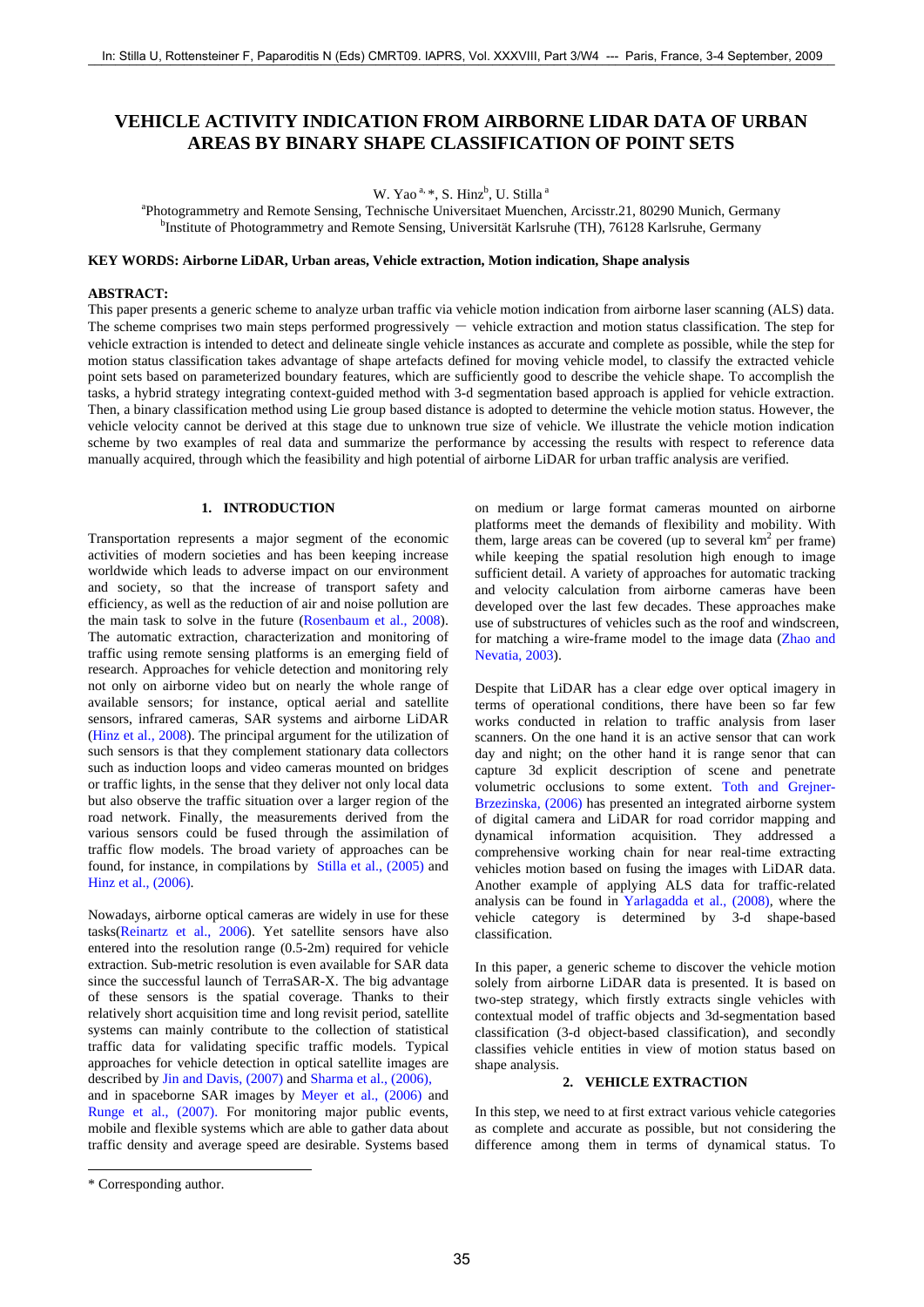# VEHICLE ACTIVITY INDICATION FROM AIRBORNE LIDAR DATA OF URBAN AREAS BY BINARY SHAPE CLASSIFICATION OF POINT SETS

W. Yao [a, *], S. Hinz[b], U. Stilla [a]

[a]Photogrammetry and Remote Sensing, Technische Universitaet Muenchen, Arcisstr.21, 80290 Munich, Germany
[b]Institute of Photogrammetry and Remote Sensing, Universität Karlsruhe (TH), 76128 Karlsruhe, Germany

**KEY WORDS: Airborne LiDAR, Urban areas, Vehicle extraction, Motion indication, Shape analysis**

**ABSTRACT:**

This paper presents a generic scheme to analyze urban traffic via vehicle motion indication from airborne laser scanning (ALS) data. The scheme comprises two main steps performed progressively — vehicle extraction and motion status classification. The step for vehicle extraction is intended to detect and delineate single vehicle instances as accurate and complete as possible, while the step for motion status classification takes advantage of shape artefacts defined for moving vehicle model, to classify the extracted vehicle point sets based on parameterized boundary features, which are sufficiently good to describe the vehicle shape. To accomplish the tasks, a hybrid strategy integrating context-guided method with 3-d segmentation based approach is applied for vehicle extraction. Then, a binary classification method using Lie group based distance is adopted to determine the vehicle motion status. However, the vehicle velocity cannot be derived at this stage due to unknown true size of vehicle. We illustrate the vehicle motion indication scheme by two examples of real data and summarize the performance by accessing the results with respect to reference data manually acquired, through which the feasibility and high potential of airborne LiDAR for urban traffic analysis are verified.

## 1. INTRODUCTION

Transportation represents a major segment of the economic activities of modern societies and has been keeping increase worldwide which leads to adverse impact on our environment and society, so that the increase of transport safety and efficiency, as well as the reduction of air and noise pollution are the main task to solve in the future (Rosenbaum et al., 2008). The automatic extraction, characterization and monitoring of traffic using remote sensing platforms is an emerging field of research. Approaches for vehicle detection and monitoring rely not only on airborne video but on nearly the whole range of available sensors; for instance, optical aerial and satellite sensors, infrared cameras, SAR systems and airborne LiDAR (Hinz et al., 2008). The principal argument for the utilization of such sensors is that they complement stationary data collectors such as induction loops and video cameras mounted on bridges or traffic lights, in the sense that they deliver not only local data but also observe the traffic situation over a larger region of the road network. Finally, the measurements derived from the various sensors could be fused through the assimilation of traffic flow models. The broad variety of approaches can be found, for instance, in compilations by Stilla et al., (2005) and Hinz et al., (2006).

Nowadays, airborne optical cameras are widely in use for these tasks(Reinartz et al., 2006). Yet satellite sensors have also entered into the resolution range (0.5-2m) required for vehicle extraction. Sub-metric resolution is even available for SAR data since the successful launch of TerraSAR-X. The big advantage of these sensors is the spatial coverage. Thanks to their relatively short acquisition time and long revisit period, satellite systems can mainly contribute to the collection of statistical traffic data for validating specific traffic models. Typical approaches for vehicle detection in optical satellite images are described by Jin and Davis, (2007) and Sharma et al., (2006), and in spaceborne SAR images by Meyer et al., (2006) and Runge et al., (2007). For monitoring major public events, mobile and flexible systems which are able to gather data about traffic density and average speed are desirable. Systems based on medium or large format cameras mounted on airborne platforms meet the demands of flexibility and mobility. With them, large areas can be covered (up to several km$^2$ per frame) while keeping the spatial resolution high enough to image sufficient detail. A variety of approaches for automatic tracking and velocity calculation from airborne cameras have been developed over the last few decades. These approaches make use of substructures of vehicles such as the roof and windscreen, for matching a wire-frame model to the image data (Zhao and Nevatia, 2003).

Despite that LiDAR has a clear edge over optical imagery in terms of operational conditions, there have been so far few works conducted in relation to traffic analysis from laser scanners. On the one hand it is an active sensor that can work day and night; on the other hand it is range senor that can capture 3d explicit description of scene and penetrate volumetric occlusions to some extent. Toth and Grejner-Brzezinska, (2006) has presented an integrated airborne system of digital camera and LiDAR for road corridor mapping and dynamical information acquisition. They addressed a comprehensive working chain for near real-time extracting vehicles motion based on fusing the images with LiDAR data. Another example of applying ALS data for traffic-related analysis can be found in Yarlagadda et al., (2008), where the vehicle category is determined by 3-d shape-based classification.

In this paper, a generic scheme to discover the vehicle motion solely from airborne LiDAR data is presented. It is based on two-step strategy, which firstly extracts single vehicles with contextual model of traffic objects and 3d-segmentation based classification (3-d object-based classification), and secondly classifies vehicle entities in view of motion status based on shape analysis.

## 2. VEHICLE EXTRACTION

In this step, we need to at first extract various vehicle categories as complete and accurate as possible, but not considering the difference among them in terms of dynamical status. To

* Corresponding author.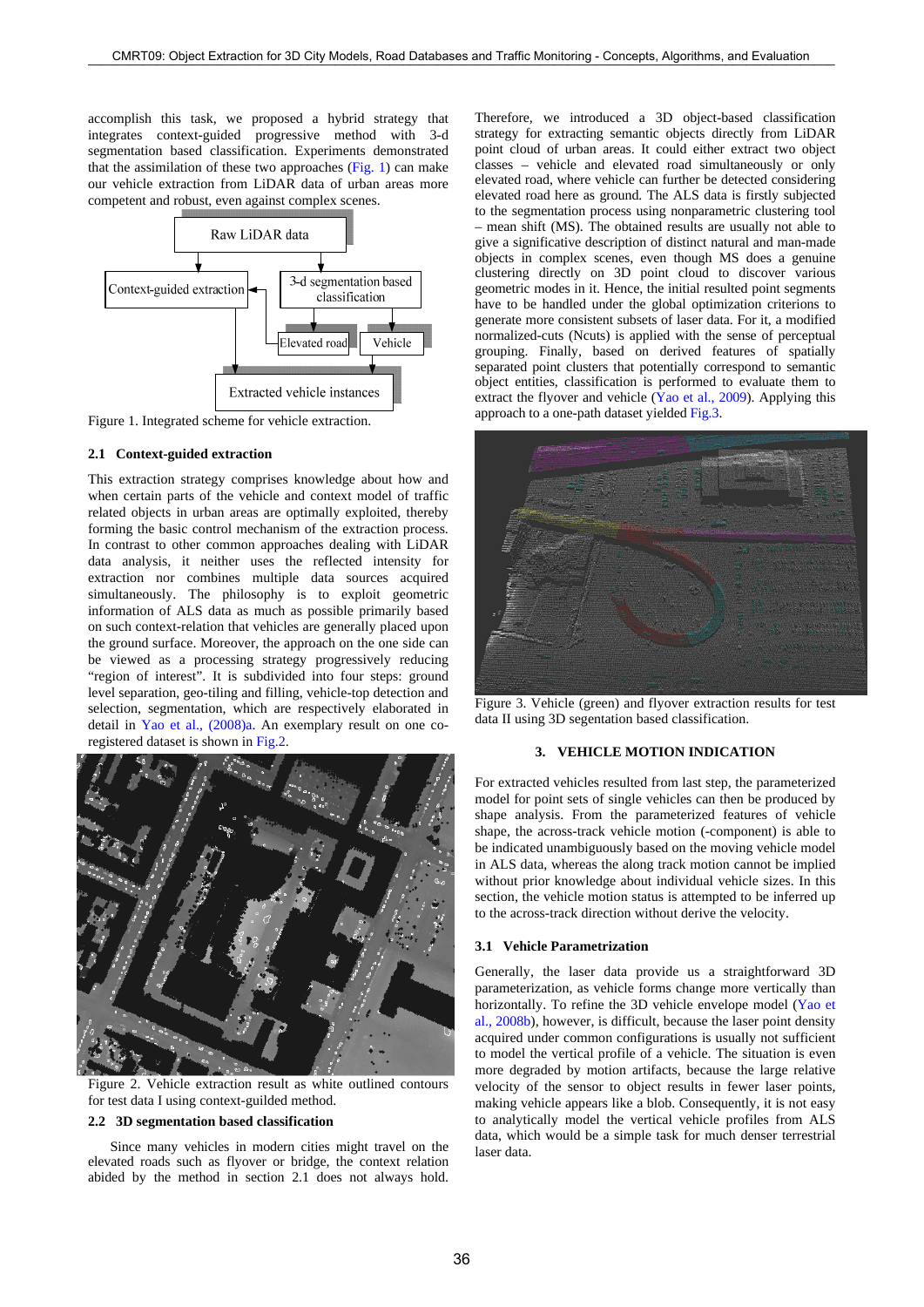accomplish this task, we proposed a hybrid strategy that integrates context-guided progressive method with 3-d segmentation based classification. Experiments demonstrated that the assimilation of these two approaches (Fig. 1) can make our vehicle extraction from LiDAR data of urban areas more competent and robust, even against complex scenes.

Raw LiDAR data

Context-guided extraction

3-d segmentation based classification

Elevated road

Vehicle

Extracted vehicle instances

Figure 1. Integrated scheme for vehicle extraction.

### 2.1 Context-guided extraction

This extraction strategy comprises knowledge about how and when certain parts of the vehicle and context model of traffic related objects in urban areas are optimally exploited, thereby forming the basic control mechanism of the extraction process. In contrast to other common approaches dealing with LiDAR data analysis, it neither uses the reflected intensity for extraction nor combines multiple data sources acquired simultaneously. The philosophy is to exploit geometric information of ALS data as much as possible primarily based on such context-relation that vehicles are generally placed upon the ground surface. Moreover, the approach on the one side can be viewed as a processing strategy progressively reducing "region of interest". It is subdivided into four steps: ground level separation, geo-tiling and filling, vehicle-top detection and selection, segmentation, which are respectively elaborated in detail in Yao et al., (2008)a. An exemplary result on one co-registered dataset is shown in Fig.2.

Figure 2. Vehicle extraction result as white outlined contours for test data I using context-guilded method.

### 2.2 3D segmentation based classification

Since many vehicles in modern cities might travel on the elevated roads such as flyover or bridge, the context relation abided by the method in section 2.1 does not always hold. Therefore, we introduced a 3D object-based classification strategy for extracting semantic objects directly from LiDAR point cloud of urban areas. It could either extract two object classes – vehicle and elevated road simultaneously or only elevated road, where vehicle can further be detected considering elevated road here as ground. The ALS data is firstly subjected to the segmentation process using nonparametric clustering tool – mean shift (MS). The obtained results are usually not able to give a significative description of distinct natural and man-made objects in complex scenes, even though MS does a genuine clustering directly on 3D point cloud to discover various geometric modes in it. Hence, the initial resulted point segments have to be handled under the global optimization criterions to generate more consistent subsets of laser data. For it, a modified normalized-cuts (Ncuts) is applied with the sense of perceptual grouping. Finally, based on derived features of spatially separated point clusters that potentially correspond to semantic object entities, classification is performed to evaluate them to extract the flyover and vehicle (Yao et al., 2009). Applying this approach to a one-path dataset yielded Fig.3.

Figure 3. Vehicle (green) and flyover extraction results for test data II using 3D segentation based classification.

## 3. VEHICLE MOTION INDICATION

For extracted vehicles resulted from last step, the parameterized model for point sets of single vehicles can then be produced by shape analysis. From the parameterized features of vehicle shape, the across-track vehicle motion (-component) is able to be indicated unambiguously based on the moving vehicle model in ALS data, whereas the along track motion cannot be implied without prior knowledge about individual vehicle sizes. In this section, the vehicle motion status is attempted to be inferred up to the across-track direction without derive the velocity.

### 3.1 Vehicle Parametrization

Generally, the laser data provide us a straightforward 3D parameterization, as vehicle forms change more vertically than horizontally. To refine the 3D vehicle envelope model (Yao et al., 2008b), however, is difficult, because the laser point density acquired under common configurations is usually not sufficient to model the vertical profile of a vehicle. The situation is even more degraded by motion artifacts, because the large relative velocity of the sensor to object results in fewer laser points, making vehicle appears like a blob. Consequently, it is not easy to analytically model the vertical vehicle profiles from ALS data, which would be a simple task for much denser terrestrial laser data.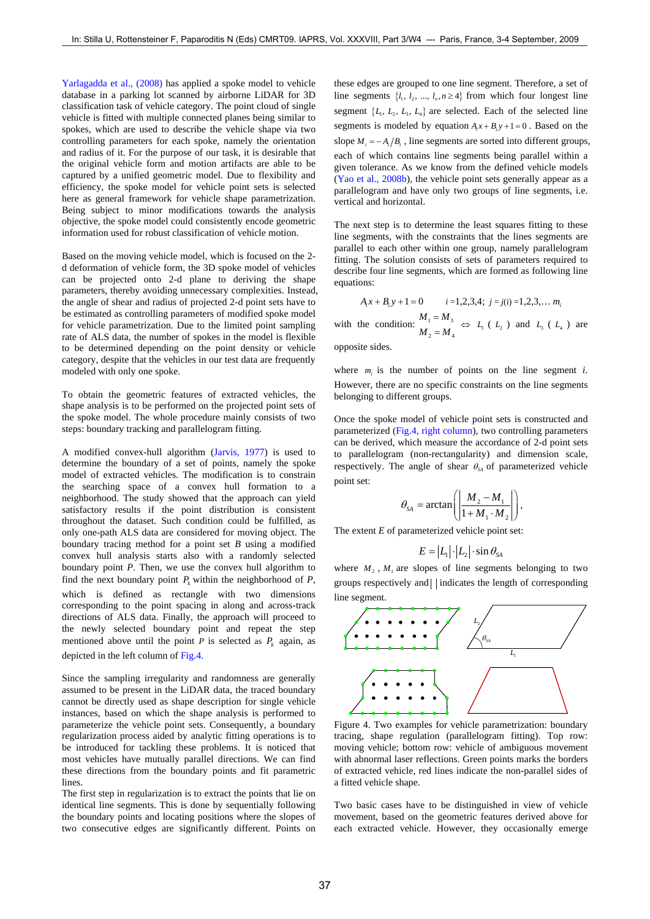Yarlagadda et al., (2008) has applied a spoke model to vehicle database in a parking lot scanned by airborne LiDAR for 3D classification task of vehicle category. The point cloud of single vehicle is fitted with multiple connected planes being similar to spokes, which are used to describe the vehicle shape via two controlling parameters for each spoke, namely the orientation and radius of it. For the purpose of our task, it is desirable that the original vehicle form and motion artifacts are able to be captured by a unified geometric model. Due to flexibility and efficiency, the spoke model for vehicle point sets is selected here as general framework for vehicle shape parametrization. Being subject to minor modifications towards the analysis objective, the spoke model could consistently encode geometric information used for robust classification of vehicle motion.

Based on the moving vehicle model, which is focused on the 2-d deformation of vehicle form, the 3D spoke model of vehicles can be projected onto 2-d plane to deriving the shape parameters, thereby avoiding unnecessary complexities. Instead, the angle of shear and radius of projected 2-d point sets have to be estimated as controlling parameters of modified spoke model for vehicle parametrization. Due to the limited point sampling rate of ALS data, the number of spokes in the model is flexible to be determined depending on the point density or vehicle category, despite that the vehicles in our test data are frequently modeled with only one spoke.

To obtain the geometric features of extracted vehicles, the shape analysis is to be performed on the projected point sets of the spoke model. The whole procedure mainly consists of two steps: boundary tracking and parallelogram fitting.

A modified convex-hull algorithm (Jarvis, 1977) is used to determine the boundary of a set of points, namely the spoke model of extracted vehicles. The modification is to constrain the searching space of a convex hull formation to a neighborhood. The study showed that the approach can yield satisfactory results if the point distribution is consistent throughout the dataset. Such condition could be fulfilled, as only one-path ALS data are considered for moving object. The boundary tracing method for a point set *B* using a modified convex hull analysis starts also with a randomly selected boundary point *P*. Then, we use the convex hull algorithm to find the next boundary point $P_k$ within the neighborhood of *P*, which is defined as rectangle with two dimensions corresponding to the point spacing in along and across-track directions of ALS data. Finally, the approach will proceed to the newly selected boundary point and repeat the step mentioned above until the point *P* is selected as $P_k$ again, as depicted in the left column of Fig.4.

Since the sampling irregularity and randomness are generally assumed to be present in the LiDAR data, the traced boundary cannot be directly used as shape description for single vehicle instances, based on which the shape analysis is performed to parameterize the vehicle point sets. Consequently, a boundary regularization process aided by analytic fitting operations is to be introduced for tackling these problems. It is noticed that most vehicles have mutually parallel directions. We can find these directions from the boundary points and fit parametric lines.

The first step in regularization is to extract the points that lie on identical line segments. This is done by sequentially following the boundary points and locating positions where the slopes of two consecutive edges are significantly different. Points on these edges are grouped to one line segment. Therefore, a set of line segments $\{l_1, l_2, \ldots, l_n, n \geq 4\}$ from which four longest line segment $\{L_1, L_2, L_3, L_4\}$ are selected. Each of the selected line segments is modeled by equation $A_i x + B_i y + 1 = 0$. Based on the slope $M_i = -A_i / B_i$, line segments are sorted into different groups, each of which contains line segments being parallel within a given tolerance. As we know from the defined vehicle models (Yao et al., 2008b), the vehicle point sets generally appear as a parallelogram and have only two groups of line segments, i.e. vertical and horizontal.

The next step is to determine the least squares fitting to these line segments, with the constraints that the lines segments are parallel to each other within one group, namely parallelogram fitting. The solution consists of sets of parameters required to describe four line segments, which are formed as following line equations:

$$A_i x + B_i y + 1 = 0 \qquad i = 1,2,3,4;\; j = j(\mathrm{i}) = 1,2,3,\ldots\, m_i$$

with the condition: $\begin{matrix} M_1 = M_3 \\ M_2 = M_4 \end{matrix} \Leftrightarrow L_1\ (L_2)$ and $L_3\ (L_4)$ are opposite sides.

where $m_i$ is the number of points on the line segment *i*. However, there are no specific constraints on the line segments belonging to different groups.

Once the spoke model of vehicle point sets is constructed and parameterized (Fig.4, right column), two controlling parameters can be derived, which measure the accordance of 2-d point sets to parallelogram (non-rectangularity) and dimension scale, respectively. The angle of shear $\theta_{SA}$ of parameterized vehicle point set:

$$\theta_{SA} = \arctan\left(\left|\frac{M_2 - M_1}{1 + M_1 \cdot M_2}\right|\right),$$

The extent *E* of parameterized vehicle point set:

$$E = |L_1| \cdot |L_2| \cdot \sin\theta_{SA}$$

where $M_2$, $M_1$ are slopes of line segments belonging to two groups respectively and $|\;|$ indicates the length of corresponding line segment.

Figure 4. Two examples for vehicle parametrization: boundary tracing, shape regulation (parallelogram fitting). Top row: moving vehicle; bottom row: vehicle of ambiguous movement with abnormal laser reflections. Green points marks the borders of extracted vehicle, red lines indicate the non-parallel sides of a fitted vehicle shape.

Two basic cases have to be distinguished in view of vehicle movement, based on the geometric features derived above for each extracted vehicle. However, they occasionally emerge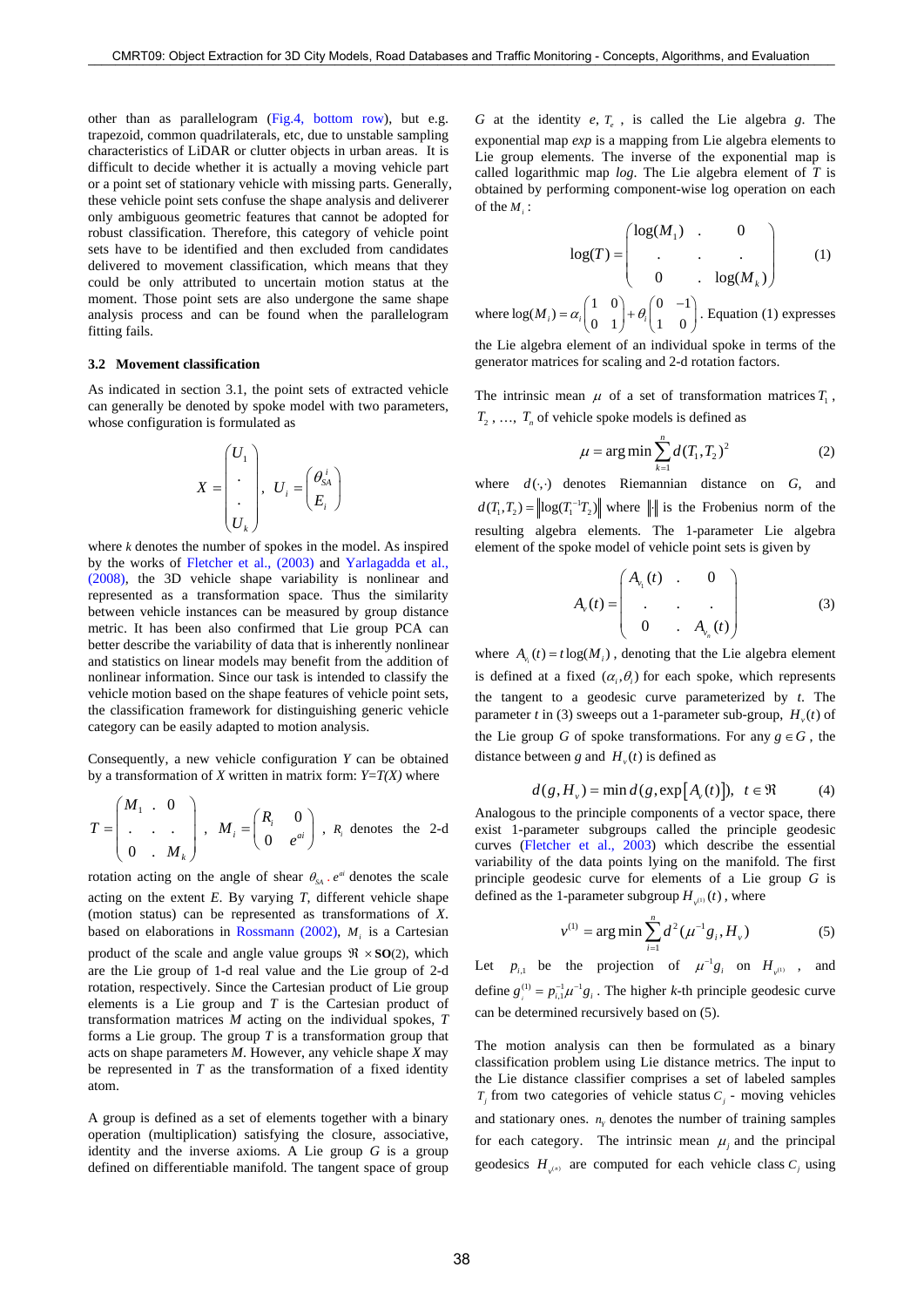other than as parallelogram (Fig.4, bottom row), but e.g. trapezoid, common quadrilaterals, etc, due to unstable sampling characteristics of LiDAR or clutter objects in urban areas. It is difficult to decide whether it is actually a moving vehicle part or a point set of stationary vehicle with missing parts. Generally, these vehicle point sets confuse the shape analysis and deliverer only ambiguous geometric features that cannot be adopted for robust classification. Therefore, this category of vehicle point sets have to be identified and then excluded from candidates delivered to movement classification, which means that they could be only attributed to uncertain motion status at the moment. Those point sets are also undergone the same shape analysis process and can be found when the parallelogram fitting fails.

### 3.2 Movement classification

As indicated in section 3.1, the point sets of extracted vehicle can generally be denoted by spoke model with two parameters, whose configuration is formulated as

$$X = \begin{pmatrix} U_1 \\ \cdot \\ \cdot \\ U_k \end{pmatrix}, \quad U_i = \begin{pmatrix} \theta_{SA}^i \\ E_i \end{pmatrix}$$

where $k$ denotes the number of spokes in the model. As inspired by the works of Fletcher et al., (2003) and Yarlagadda et al., (2008), the 3D vehicle shape variability is nonlinear and represented as a transformation space. Thus the similarity between vehicle instances can be measured by group distance metric. It has been also confirmed that Lie group PCA can better describe the variability of data that is inherently nonlinear and statistics on linear models may benefit from the addition of nonlinear information. Since our task is intended to classify the vehicle motion based on the shape features of vehicle point sets, the classification framework for distinguishing generic vehicle category can be easily adapted to motion analysis.

Consequently, a new vehicle configuration $Y$ can be obtained by a transformation of $X$ written in matrix form: $Y=T(X)$ where

$$T = \begin{pmatrix} M_1 & \cdot & 0 \\ \cdot & \cdot & \cdot \\ 0 & \cdot & M_k \end{pmatrix}, \quad M_i = \begin{pmatrix} R_i & 0 \\ 0 & e^{ai} \end{pmatrix},$$

$R_i$ denotes the 2-d rotation acting on the angle of shear $\theta_{SA}$. $e^{ai}$ denotes the scale acting on the extent $E$. By varying $T$, different vehicle shape (motion status) can be represented as transformations of $X$. based on elaborations in Rossmann (2002), $M_i$ is a Cartesian product of the scale and angle value groups $\Re \times \mathbf{SO}(2)$, which are the Lie group of 1-d real value and the Lie group of 2-d rotation, respectively. Since the Cartesian product of Lie group elements is a Lie group and $T$ is the Cartesian product of transformation matrices $M$ acting on the individual spokes, $T$ forms a Lie group. The group $T$ is a transformation group that acts on shape parameters $M$. However, any vehicle shape $X$ may be represented in $T$ as the transformation of a fixed identity atom.

A group is defined as a set of elements together with a binary operation (multiplication) satisfying the closure, associative, identity and the inverse axioms. A Lie group $G$ is a group defined on differentiable manifold. The tangent space of group $G$ at the identity $e$, $T_e$, is called the Lie algebra $g$. The exponential map *exp* is a mapping from Lie algebra elements to Lie group elements. The inverse of the exponential map is called logarithmic map *log*. The Lie algebra element of $T$ is obtained by performing component-wise log operation on each of the $M_i$:

$$\log(T) = \begin{pmatrix} \log(M_1) & \cdot & 0 \\ \cdot & \cdot & \cdot \\ 0 & \cdot & \log(M_k) \end{pmatrix} \tag{1}$$

where $\log(M_i) = \alpha_i \begin{pmatrix} 1 & 0 \\ 0 & 1 \end{pmatrix} + \theta_i \begin{pmatrix} 0 & -1 \\ 1 & 0 \end{pmatrix}$. Equation (1) expresses the Lie algebra element of an individual spoke in terms of the generator matrices for scaling and 2-d rotation factors.

The intrinsic mean $\mu$ of a set of transformation matrices $T_1$, $T_2$, …, $T_n$ of vehicle spoke models is defined as

$$\mu = \arg\min \sum_{k=1}^{n} d(T_1, T_2)^2 \tag{2}$$

where $d(\cdot,\cdot)$ denotes Riemannian distance on $G$, and $d(T_1, T_2) = \left\| \log(T_1^{-1} T_2) \right\|$ where $\|\cdot\|$ is the Frobenius norm of the resulting algebra elements. The 1-parameter Lie algebra element of the spoke model of vehicle point sets is given by

$$A_v(t) = \begin{pmatrix} A_{v_1}(t) & \cdot & 0 \\ \cdot & \cdot & \cdot \\ 0 & \cdot & A_{v_n}(t) \end{pmatrix} \tag{3}$$

where $A_{v_i}(t) = t\log(M_i)$, denoting that the Lie algebra element is defined at a fixed $(\alpha_i, \theta_i)$ for each spoke, which represents the tangent to a geodesic curve parameterized by $t$. The parameter $t$ in (3) sweeps out a 1-parameter sub-group, $H_v(t)$ of the Lie group $G$ of spoke transformations. For any $g \in G$, the distance between $g$ and $H_v(t)$ is defined as

$$d(g, H_v) = \min d(g, \exp[A_v(t)]), \quad t \in \Re \tag{4}$$

Analogous to the principle components of a vector space, there exist 1-parameter subgroups called the principle geodesic curves (Fletcher et al., 2003) which describe the essential variability of the data points lying on the manifold. The first principle geodesic curve for elements of a Lie group $G$ is defined as the 1-parameter subgroup $H_{v^{(1)}}(t)$, where

$$v^{(1)} = \arg\min \sum_{i=1}^{n} d^2(\mu^{-1} g_i, H_v) \tag{5}$$

Let $p_{i,1}$ be the projection of $\mu^{-1} g_i$ on $H_{v^{(1)}}$, and define $g_i^{(1)} = p_{i,1}^{-1} \mu^{-1} g_i$. The higher $k$-th principle geodesic curve can be determined recursively based on (5).

The motion analysis can then be formulated as a binary classification problem using Lie distance metrics. The input to the Lie distance classifier comprises a set of labeled samples $T_j$ from two categories of vehicle status $C_j$ - moving vehicles and stationary ones. $n_v$ denotes the number of training samples for each category. The intrinsic mean $\mu_j$ and the principal geodesics $H_{v^{(*)}}$ are computed for each vehicle class $C_j$ using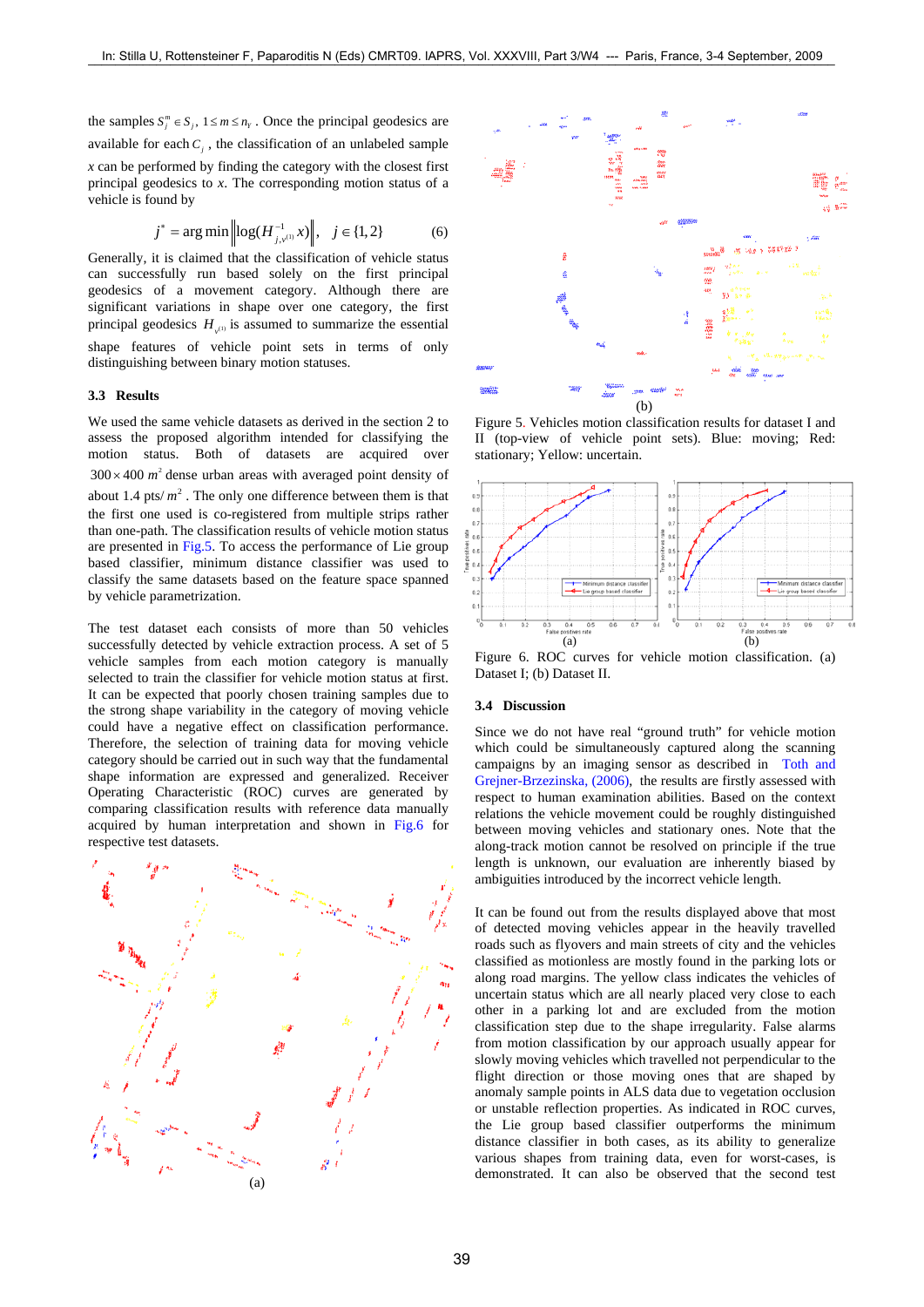the samples $S_j^m \in S_j$, $1 \leq m \leq n_Y$. Once the principal geodesics are available for each $C_j$, the classification of an unlabeled sample $x$ can be performed by finding the category with the closest first principal geodesics to $x$. The corresponding motion status of a vehicle is found by

$$j^* = \arg\min \left\| \log(H_{j,v^{(1)}}^{-1} x) \right\|, \quad j \in \{1,2\} \qquad (6)$$

Generally, it is claimed that the classification of vehicle status can successfully run based solely on the first principal geodesics of a movement category. Although there are significant variations in shape over one category, the first principal geodesics $H_{v^{(1)}}$ is assumed to summarize the essential shape features of vehicle point sets in terms of only distinguishing between binary motion statuses.

### 3.3 Results

We used the same vehicle datasets as derived in the section 2 to assess the proposed algorithm intended for classifying the motion status. Both of datasets are acquired over $300 \times 400\ m^2$ dense urban areas with averaged point density of about 1.4 pts/ $m^2$. The only one difference between them is that the first one used is co-registered from multiple strips rather than one-path. The classification results of vehicle motion status are presented in Fig.5. To access the performance of Lie group based classifier, minimum distance classifier was used to classify the same datasets based on the feature space spanned by vehicle parametrization.

The test dataset each consists of more than 50 vehicles successfully detected by vehicle extraction process. A set of 5 vehicle samples from each motion category is manually selected to train the classifier for vehicle motion status at first. It can be expected that poorly chosen training samples due to the strong shape variability in the category of moving vehicle could have a negative effect on classification performance. Therefore, the selection of training data for moving vehicle category should be carried out in such way that the fundamental shape information are expressed and generalized. Receiver Operating Characteristic (ROC) curves are generated by comparing classification results with reference data manually acquired by human interpretation and shown in Fig.6 for respective test datasets.

(a)

(b)

Figure 5. Vehicles motion classification results for dataset I and II (top-view of vehicle point sets). Blue: moving; Red: stationary; Yellow: uncertain.

(a) (b)

Figure 6. ROC curves for vehicle motion classification. (a) Dataset I; (b) Dataset II.

### 3.4 Discussion

Since we do not have real "ground truth" for vehicle motion which could be simultaneously captured along the scanning campaigns by an imaging sensor as described in Toth and Grejner-Brzezinska, (2006), the results are firstly assessed with respect to human examination abilities. Based on the context relations the vehicle movement could be roughly distinguished between moving vehicles and stationary ones. Note that the along-track motion cannot be resolved on principle if the true length is unknown, our evaluation are inherently biased by ambiguities introduced by the incorrect vehicle length.

It can be found out from the results displayed above that most of detected moving vehicles appear in the heavily travelled roads such as flyovers and main streets of city and the vehicles classified as motionless are mostly found in the parking lots or along road margins. The yellow class indicates the vehicles of uncertain status which are all nearly placed very close to each other in a parking lot and are excluded from the motion classification step due to the shape irregularity. False alarms from motion classification by our approach usually appear for slowly moving vehicles which travelled not perpendicular to the flight direction or those moving ones that are shaped by anomaly sample points in ALS data due to vegetation occlusion or unstable reflection properties. As indicated in ROC curves, the Lie group based classifier outperforms the minimum distance classifier in both cases, as its ability to generalize various shapes from training data, even for worst-cases, is demonstrated. It can also be observed that the second test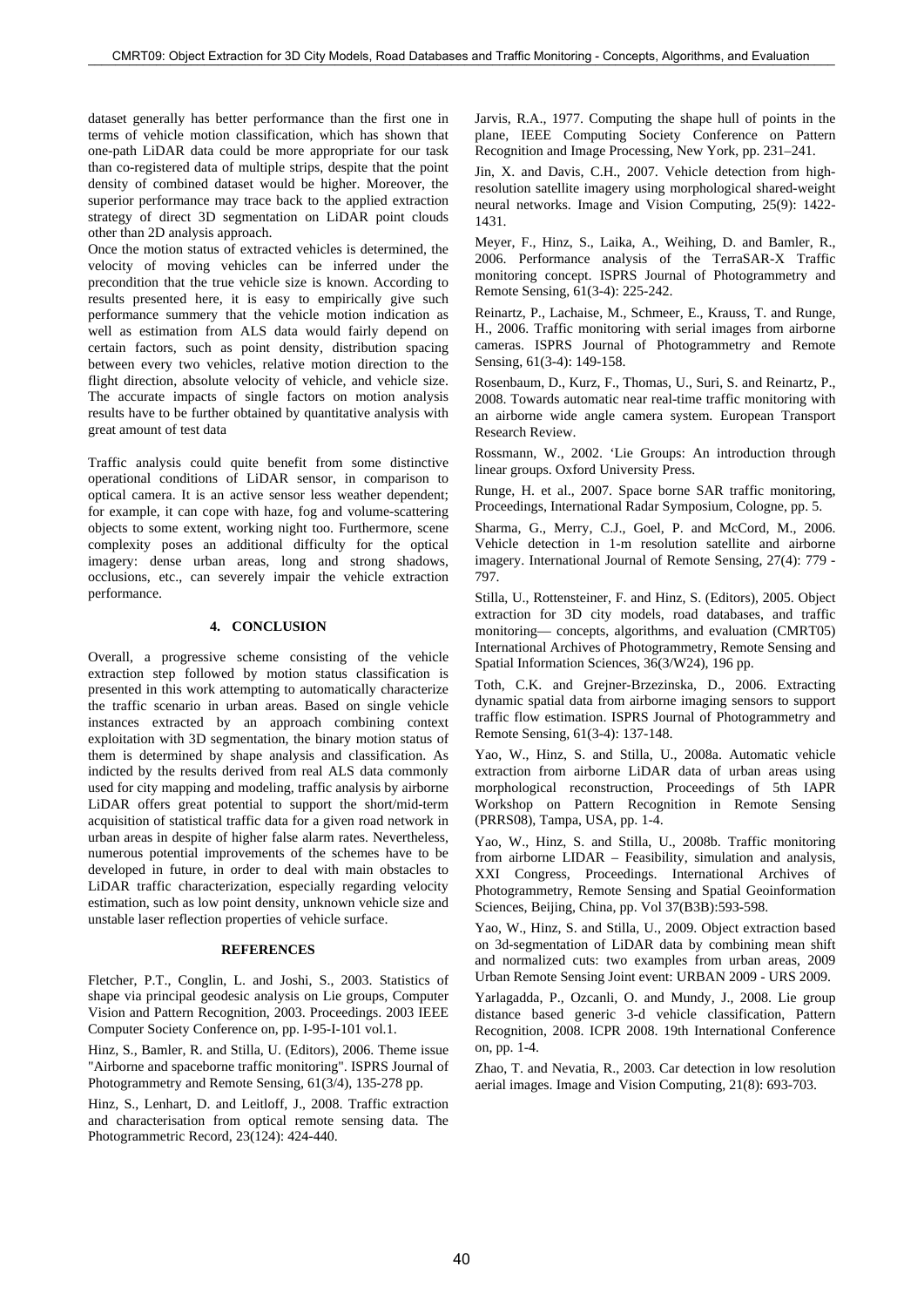dataset generally has better performance than the first one in terms of vehicle motion classification, which has shown that one-path LiDAR data could be more appropriate for our task than co-registered data of multiple strips, despite that the point density of combined dataset would be higher. Moreover, the superior performance may trace back to the applied extraction strategy of direct 3D segmentation on LiDAR point clouds other than 2D analysis approach.

Once the motion status of extracted vehicles is determined, the velocity of moving vehicles can be inferred under the precondition that the true vehicle size is known. According to results presented here, it is easy to empirically give such performance summery that the vehicle motion indication as well as estimation from ALS data would fairly depend on certain factors, such as point density, distribution spacing between every two vehicles, relative motion direction to the flight direction, absolute velocity of vehicle, and vehicle size. The accurate impacts of single factors on motion analysis results have to be further obtained by quantitative analysis with great amount of test data

Traffic analysis could quite benefit from some distinctive operational conditions of LiDAR sensor, in comparison to optical camera. It is an active sensor less weather dependent; for example, it can cope with haze, fog and volume-scattering objects to some extent, working night too. Furthermore, scene complexity poses an additional difficulty for the optical imagery: dense urban areas, long and strong shadows, occlusions, etc., can severely impair the vehicle extraction performance.

## 4. CONCLUSION

Overall, a progressive scheme consisting of the vehicle extraction step followed by motion status classification is presented in this work attempting to automatically characterize the traffic scenario in urban areas. Based on single vehicle instances extracted by an approach combining context exploitation with 3D segmentation, the binary motion status of them is determined by shape analysis and classification. As indicted by the results derived from real ALS data commonly used for city mapping and modeling, traffic analysis by airborne LiDAR offers great potential to support the short/mid-term acquisition of statistical traffic data for a given road network in urban areas in despite of higher false alarm rates. Nevertheless, numerous potential improvements of the schemes have to be developed in future, in order to deal with main obstacles to LiDAR traffic characterization, especially regarding velocity estimation, such as low point density, unknown vehicle size and unstable laser reflection properties of vehicle surface.

## REFERENCES

Fletcher, P.T., Conglin, L. and Joshi, S., 2003. Statistics of shape via principal geodesic analysis on Lie groups, Computer Vision and Pattern Recognition, 2003. Proceedings. 2003 IEEE Computer Society Conference on, pp. I-95-I-101 vol.1.

Hinz, S., Bamler, R. and Stilla, U. (Editors), 2006. Theme issue "Airborne and spaceborne traffic monitoring". ISPRS Journal of Photogrammetry and Remote Sensing, 61(3/4), 135-278 pp.

Hinz, S., Lenhart, D. and Leitloff, J., 2008. Traffic extraction and characterisation from optical remote sensing data. The Photogrammetric Record, 23(124): 424-440.

Jarvis, R.A., 1977. Computing the shape hull of points in the plane, IEEE Computing Society Conference on Pattern Recognition and Image Processing, New York, pp. 231–241.

Jin, X. and Davis, C.H., 2007. Vehicle detection from high-resolution satellite imagery using morphological shared-weight neural networks. Image and Vision Computing, 25(9): 1422-1431.

Meyer, F., Hinz, S., Laika, A., Weihing, D. and Bamler, R., 2006. Performance analysis of the TerraSAR-X Traffic monitoring concept. ISPRS Journal of Photogrammetry and Remote Sensing, 61(3-4): 225-242.

Reinartz, P., Lachaise, M., Schmeer, E., Krauss, T. and Runge, H., 2006. Traffic monitoring with serial images from airborne cameras. ISPRS Journal of Photogrammetry and Remote Sensing, 61(3-4): 149-158.

Rosenbaum, D., Kurz, F., Thomas, U., Suri, S. and Reinartz, P., 2008. Towards automatic near real-time traffic monitoring with an airborne wide angle camera system. European Transport Research Review.

Rossmann, W., 2002. 'Lie Groups: An introduction through linear groups. Oxford University Press.

Runge, H. et al., 2007. Space borne SAR traffic monitoring, Proceedings, International Radar Symposium, Cologne, pp. 5.

Sharma, G., Merry, C.J., Goel, P. and McCord, M., 2006. Vehicle detection in 1-m resolution satellite and airborne imagery. International Journal of Remote Sensing, 27(4): 779 - 797.

Stilla, U., Rottensteiner, F. and Hinz, S. (Editors), 2005. Object extraction for 3D city models, road databases, and traffic monitoring— concepts, algorithms, and evaluation (CMRT05) International Archives of Photogrammetry, Remote Sensing and Spatial Information Sciences, 36(3/W24), 196 pp.

Toth, C.K. and Grejner-Brzezinska, D., 2006. Extracting dynamic spatial data from airborne imaging sensors to support traffic flow estimation. ISPRS Journal of Photogrammetry and Remote Sensing, 61(3-4): 137-148.

Yao, W., Hinz, S. and Stilla, U., 2008a. Automatic vehicle extraction from airborne LiDAR data of urban areas using morphological reconstruction, Proceedings of 5th IAPR Workshop on Pattern Recognition in Remote Sensing (PRRS08), Tampa, USA, pp. 1-4.

Yao, W., Hinz, S. and Stilla, U., 2008b. Traffic monitoring from airborne LIDAR – Feasibility, simulation and analysis, XXI Congress, Proceedings. International Archives of Photogrammetry, Remote Sensing and Spatial Geoinformation Sciences, Beijing, China, pp. Vol 37(B3B):593-598.

Yao, W., Hinz, S. and Stilla, U., 2009. Object extraction based on 3d-segmentation of LiDAR data by combining mean shift and normalized cuts: two examples from urban areas, 2009 Urban Remote Sensing Joint event: URBAN 2009 - URS 2009.

Yarlagadda, P., Ozcanli, O. and Mundy, J., 2008. Lie group distance based generic 3-d vehicle classification, Pattern Recognition, 2008. ICPR 2008. 19th International Conference on, pp. 1-4.

Zhao, T. and Nevatia, R., 2003. Car detection in low resolution aerial images. Image and Vision Computing, 21(8): 693-703.